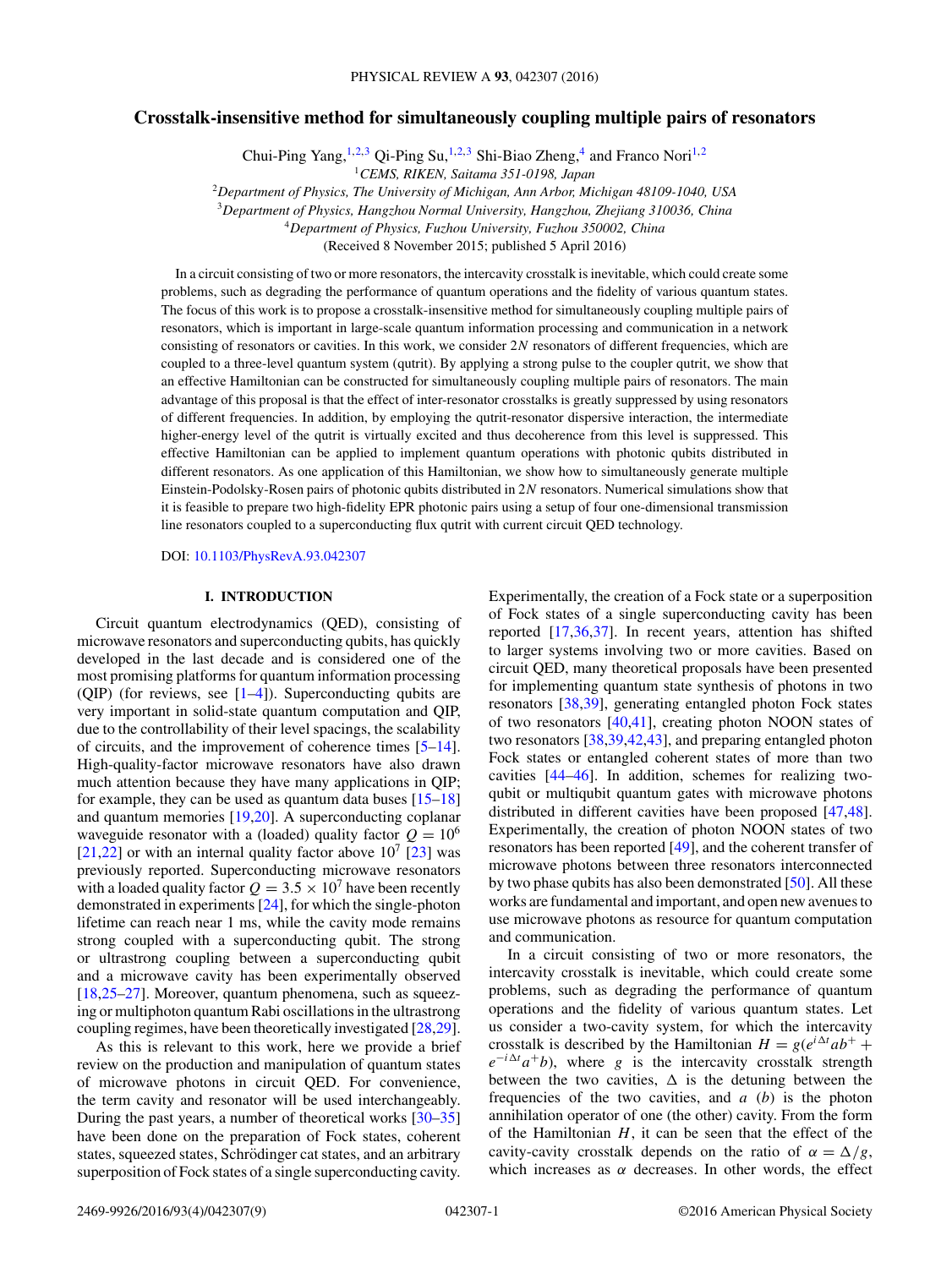# Crosstalk-insensitive method for simultaneously coupling multiple pairs of resonators

Chui-Ping Yang,[1,2,3] Qi-Ping Su,[1,2,3] Shi-Biao Zheng,[4] and Franco Nori[1,2]

[1]*CEMS, RIKEN, Saitama 351-0198, Japan*

[2]*Department of Physics, The University of Michigan, Ann Arbor, Michigan 48109-1040, USA*

[3]*Department of Physics, Hangzhou Normal University, Hangzhou, Zhejiang 310036, China*

[4]*Department of Physics, Fuzhou University, Fuzhou 350002, China*

(Received 8 November 2015; published 5 April 2016)

In a circuit consisting of two or more resonators, the intercavity crosstalk is inevitable, which could create some problems, such as degrading the performance of quantum operations and the fidelity of various quantum states. The focus of this work is to propose a crosstalk-insensitive method for simultaneously coupling multiple pairs of resonators, which is important in large-scale quantum information processing and communication in a network consisting of resonators or cavities. In this work, we consider $2N$ resonators of different frequencies, which are coupled to a three-level quantum system (qutrit). By applying a strong pulse to the coupler qutrit, we show that an effective Hamiltonian can be constructed for simultaneously coupling multiple pairs of resonators. The main advantage of this proposal is that the effect of inter-resonator crosstalks is greatly suppressed by using resonators of different frequencies. In addition, by employing the qutrit-resonator dispersive interaction, the intermediate higher-energy level of the qutrit is virtually excited and thus decoherence from this level is suppressed. This effective Hamiltonian can be applied to implement quantum operations with photonic qubits distributed in different resonators. As one application of this Hamiltonian, we show how to simultaneously generate multiple Einstein-Podolsky-Rosen pairs of photonic qubits distributed in $2N$ resonators. Numerical simulations show that it is feasible to prepare two high-fidelity EPR photonic pairs using a setup of four one-dimensional transmission line resonators coupled to a superconducting flux qutrit with current circuit QED technology.

DOI: 10.1103/PhysRevA.93.042307

## I. INTRODUCTION

Circuit quantum electrodynamics (QED), consisting of microwave resonators and superconducting qubits, has quickly developed in the last decade and is considered one of the most promising platforms for quantum information processing (QIP) (for reviews, see [1–4]). Superconducting qubits are very important in solid-state quantum computation and QIP, due to the controllability of their level spacings, the scalability of circuits, and the improvement of coherence times [5–14]. High-quality-factor microwave resonators have also drawn much attention because they have many applications in QIP; for example, they can be used as quantum data buses [15–18] and quantum memories [19,20]. A superconducting coplanar waveguide resonator with a (loaded) quality factor $Q = 10^6$ [21,22] or with an internal quality factor above $10^7$ [23] was previously reported. Superconducting microwave resonators with a loaded quality factor $Q = 3.5 \times 10^7$ have been recently demonstrated in experiments [24], for which the single-photon lifetime can reach near 1 ms, while the cavity mode remains strong coupled with a superconducting qubit. The strong or ultrastrong coupling between a superconducting qubit and a microwave cavity has been experimentally observed [18,25–27]. Moreover, quantum phenomena, such as squeezing or multiphoton quantum Rabi oscillations in the ultrastrong coupling regimes, have been theoretically investigated [28,29].

As this is relevant to this work, here we provide a brief review on the production and manipulation of quantum states of microwave photons in circuit QED. For convenience, the term cavity and resonator will be used interchangeably. During the past years, a number of theoretical works [30–35] have been done on the preparation of Fock states, coherent states, squeezed states, Schrödinger cat states, and an arbitrary superposition of Fock states of a single superconducting cavity. Experimentally, the creation of a Fock state or a superposition of Fock states of a single superconducting cavity has been reported [17,36,37]. In recent years, attention has shifted to larger systems involving two or more cavities. Based on circuit QED, many theoretical proposals have been presented for implementing quantum state synthesis of photons in two resonators [38,39], generating entangled photon Fock states of two resonators [40,41], creating photon NOON states of two resonators [38,39,42,43], and preparing entangled photon Fock states or entangled coherent states of more than two cavities [44–46]. In addition, schemes for realizing two-qubit or multiqubit quantum gates with microwave photons distributed in different cavities have been proposed [47,48]. Experimentally, the creation of photon NOON states of two resonators has been reported [49], and the coherent transfer of microwave photons between three resonators interconnected by two phase qubits has also been demonstrated [50]. All these works are fundamental and important, and open new avenues to use microwave photons as resource for quantum computation and communication.

In a circuit consisting of two or more resonators, the intercavity crosstalk is inevitable, which could create some problems, such as degrading the performance of quantum operations and the fidelity of various quantum states. Let us consider a two-cavity system, for which the intercavity crosstalk is described by the Hamiltonian $H = g(e^{i\Delta t}ab^{+} + e^{-i\Delta t}a^{+}b)$, where $g$ is the intercavity crosstalk strength between the two cavities, $\Delta$ is the detuning between the frequencies of the two cavities, and $a$ ($b$) is the photon annihilation operator of one (the other) cavity. From the form of the Hamiltonian $H$, it can be seen that the effect of the cavity-cavity crosstalk depends on the ratio of $\alpha = \Delta/g$, which increases as $\alpha$ decreases. In other words, the effect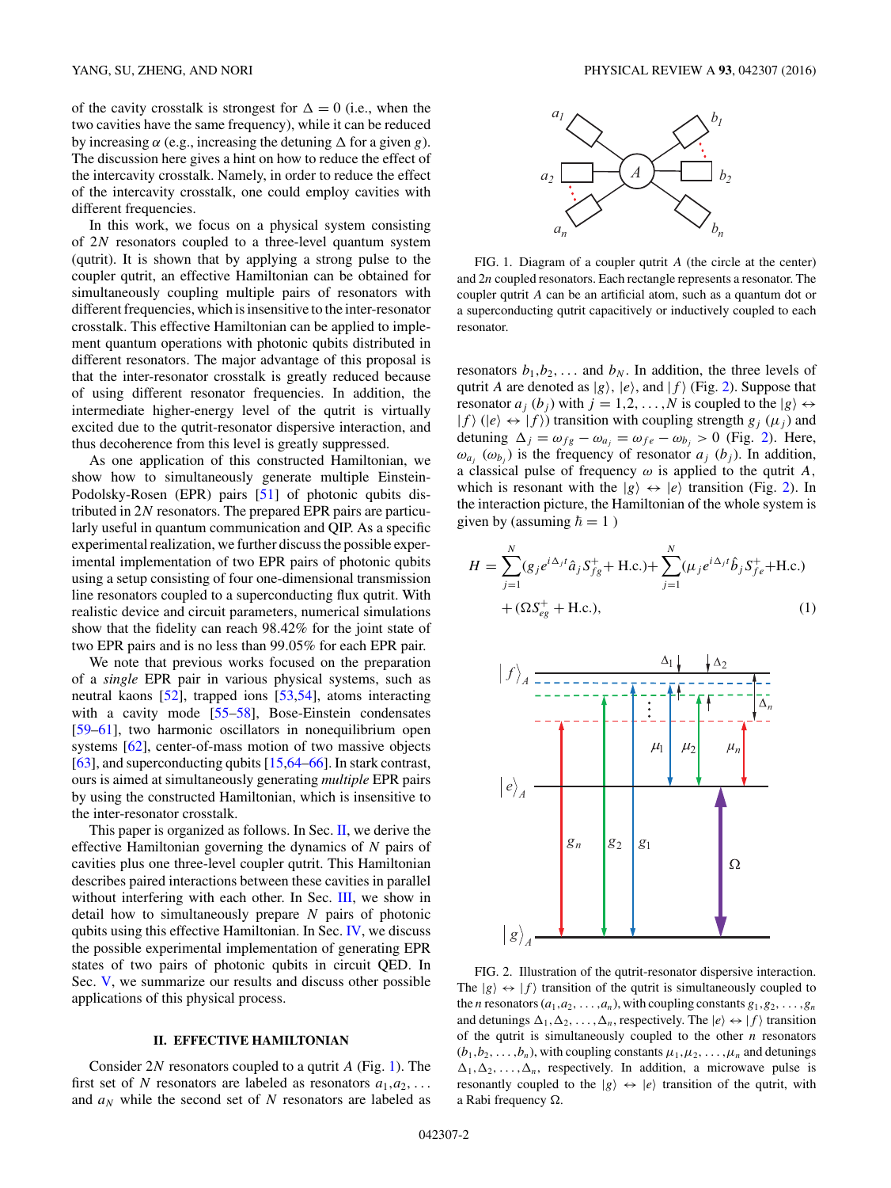of the cavity crosstalk is strongest for $\Delta = 0$ (i.e., when the two cavities have the same frequency), while it can be reduced by increasing $\alpha$ (e.g., increasing the detuning $\Delta$ for a given $g$). The discussion here gives a hint on how to reduce the effect of the intercavity crosstalk. Namely, in order to reduce the effect of the intercavity crosstalk, one could employ cavities with different frequencies.

In this work, we focus on a physical system consisting of $2N$ resonators coupled to a three-level quantum system (qutrit). It is shown that by applying a strong pulse to the coupler qutrit, an effective Hamiltonian can be obtained for simultaneously coupling multiple pairs of resonators with different frequencies, which is insensitive to the inter-resonator crosstalk. This effective Hamiltonian can be applied to implement quantum operations with photonic qubits distributed in different resonators. The major advantage of this proposal is that the inter-resonator crosstalk is greatly reduced because of using different resonator frequencies. In addition, the intermediate higher-energy level of the qutrit is virtually excited due to the qutrit-resonator dispersive interaction, and thus decoherence from this level is greatly suppressed.

As one application of this constructed Hamiltonian, we show how to simultaneously generate multiple Einstein-Podolsky-Rosen (EPR) pairs [51] of photonic qubits distributed in $2N$ resonators. The prepared EPR pairs are particularly useful in quantum communication and QIP. As a specific experimental realization, we further discuss the possible experimental implementation of two EPR pairs of photonic qubits using a setup consisting of four one-dimensional transmission line resonators coupled to a superconducting flux qutrit. With realistic device and circuit parameters, numerical simulations show that the fidelity can reach 98.42% for the joint state of two EPR pairs and is no less than 99.05% for each EPR pair.

We note that previous works focused on the preparation of a *single* EPR pair in various physical systems, such as neutral kaons [52], trapped ions [53,54], atoms interacting with a cavity mode [55–58], Bose-Einstein condensates [59–61], two harmonic oscillators in nonequilibrium open systems [62], center-of-mass motion of two massive objects [63], and superconducting qubits [15,64–66]. In stark contrast, ours is aimed at simultaneously generating *multiple* EPR pairs by using the constructed Hamiltonian, which is insensitive to the inter-resonator crosstalk.

This paper is organized as follows. In Sec. II, we derive the effective Hamiltonian governing the dynamics of $N$ pairs of cavities plus one three-level coupler qutrit. This Hamiltonian describes paired interactions between these cavities in parallel without interfering with each other. In Sec. III, we show in detail how to simultaneously prepare $N$ pairs of photonic qubits using this effective Hamiltonian. In Sec. IV, we discuss the possible experimental implementation of generating EPR states of two pairs of photonic qubits in circuit QED. In Sec. V, we summarize our results and discuss other possible applications of this physical process.

## II. EFFECTIVE HAMILTONIAN

Consider $2N$ resonators coupled to a qutrit $A$ (Fig. 1). The first set of $N$ resonators are labeled as resonators $a_1, a_2, \ldots$ and $a_N$ while the second set of $N$ resonators are labeled as resonators $b_1, b_2, \ldots$ and $b_N$. In addition, the three levels of qutrit $A$ are denoted as $|g\rangle$, $|e\rangle$, and $|f\rangle$ (Fig. 2). Suppose that resonator $a_j$ ($b_j$) with $j = 1,2,\ldots,N$ is coupled to the $|g\rangle \leftrightarrow |f\rangle$ ($|e\rangle \leftrightarrow |f\rangle$) transition with coupling strength $g_j$ ($\mu_j$) and detuning $\Delta_j = \omega_{fg} - \omega_{a_j} = \omega_{fe} - \omega_{b_j} > 0$ (Fig. 2). Here, $\omega_{a_j}$ ($\omega_{b_j}$) is the frequency of resonator $a_j$ ($b_j$). In addition, a classical pulse of frequency $\omega$ is applied to the qutrit $A$, which is resonant with the $|g\rangle \leftrightarrow |e\rangle$ transition (Fig. 2). In the interaction picture, the Hamiltonian of the whole system is given by (assuming $\hbar = 1$)

$$H = \sum_{j=1}^{N}(g_j e^{i\Delta_j t}\hat{a}_j S_{fg}^{+} + \text{H.c.}) + \sum_{j=1}^{N}(\mu_j e^{i\Delta_j t}\hat{b}_j S_{fe}^{+} + \text{H.c.}) + (\Omega S_{eg}^{+} + \text{H.c.}), \tag{1}$$

FIG. 1. Diagram of a coupler qutrit $A$ (the circle at the center) and $2n$ coupled resonators. Each rectangle represents a resonator. The coupler qutrit $A$ can be an artificial atom, such as a quantum dot or a superconducting qutrit capacitively or inductively coupled to each resonator.

FIG. 2. Illustration of the qutrit-resonator dispersive interaction. The $|g\rangle \leftrightarrow |f\rangle$ transition of the qutrit is simultaneously coupled to the $n$ resonators $(a_1, a_2, \ldots, a_n)$, with coupling constants $g_1, g_2, \ldots, g_n$ and detunings $\Delta_1, \Delta_2, \ldots, \Delta_n$, respectively. The $|e\rangle \leftrightarrow |f\rangle$ transition of the qutrit is simultaneously coupled to the other $n$ resonators $(b_1, b_2, \ldots, b_n)$, with coupling constants $\mu_1, \mu_2, \ldots, \mu_n$ and detunings $\Delta_1, \Delta_2, \ldots, \Delta_n$, respectively. In addition, a microwave pulse is resonantly coupled to the $|g\rangle \leftrightarrow |e\rangle$ transition of the qutrit, with a Rabi frequency $\Omega$.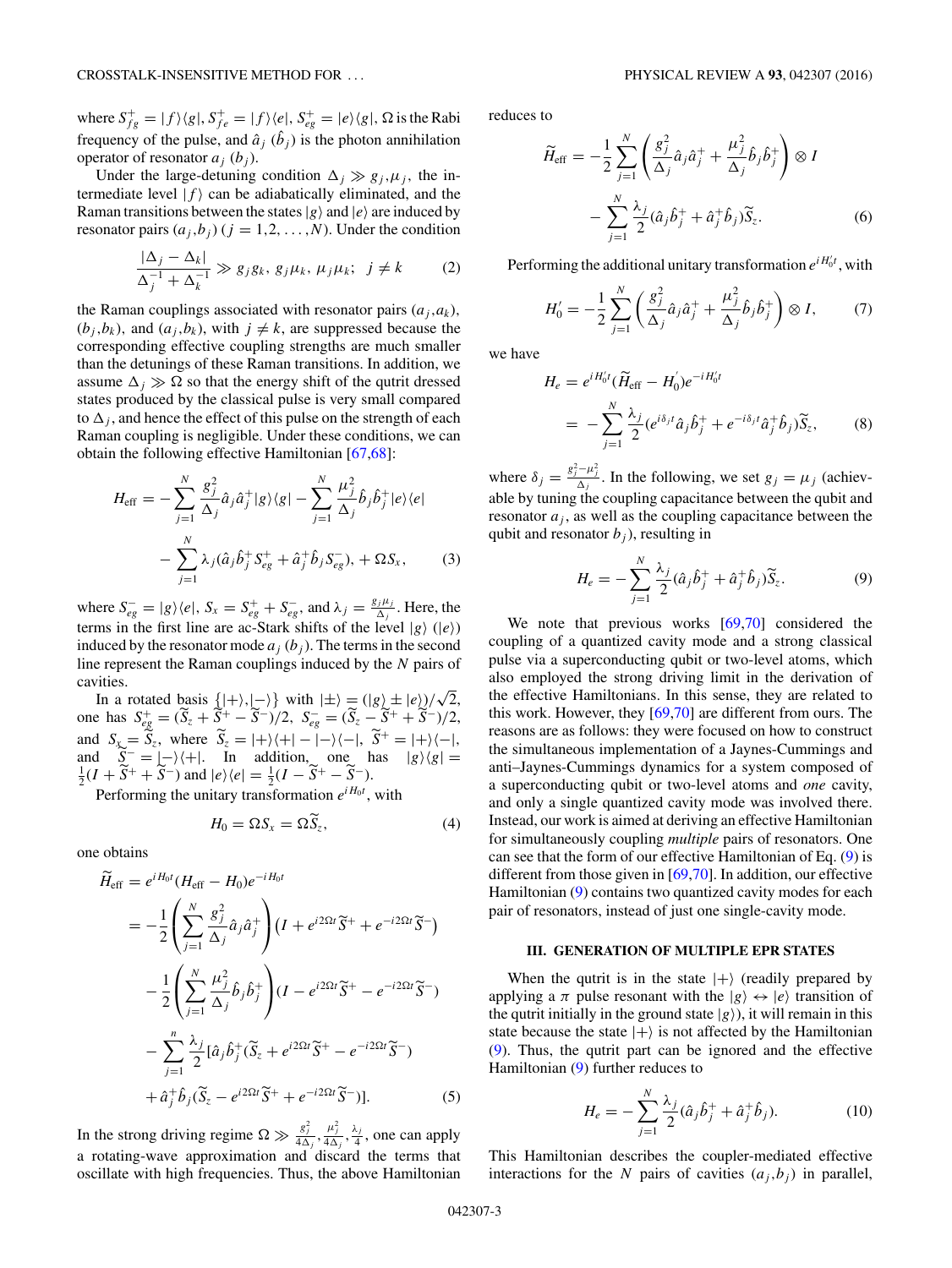where $S_{fg}^{+} = |f\rangle\langle g|$, $S_{fe}^{+} = |f\rangle\langle e|$, $S_{eg}^{+} = |e\rangle\langle g|$, $\Omega$ is the Rabi frequency of the pulse, and $\hat{a}_j$ ($\hat{b}_j$) is the photon annihilation operator of resonator $a_j$ ($b_j$).

Under the large-detuning condition $\Delta_j \gg g_j, \mu_j$, the intermediate level $|f\rangle$ can be adiabatically eliminated, and the Raman transitions between the states $|g\rangle$ and $|e\rangle$ are induced by resonator pairs $(a_j, b_j)$ ($j = 1, 2, \ldots, N$). Under the condition

$$\frac{|\Delta_j - \Delta_k|}{\Delta_j^{-1} + \Delta_k^{-1}} \gg g_j g_k,\ g_j \mu_k,\ \mu_j \mu_k;\ \ j \neq k \tag{2}$$

the Raman couplings associated with resonator pairs $(a_j, a_k)$, $(b_j, b_k)$, and $(a_j, b_k)$, with $j \neq k$, are suppressed because the corresponding effective coupling strengths are much smaller than the detunings of these Raman transitions. In addition, we assume $\Delta_j \gg \Omega$ so that the energy shift of the qutrit dressed states produced by the classical pulse is very small compared to $\Delta_j$, and hence the effect of this pulse on the strength of each Raman coupling is negligible. Under these conditions, we can obtain the following effective Hamiltonian [67,68]:

$$\begin{aligned} H_{\mathrm{eff}} = & -\sum_{j=1}^{N} \frac{g_j^2}{\Delta_j} \hat{a}_j \hat{a}_j^{+} |g\rangle\langle g| - \sum_{j=1}^{N} \frac{\mu_j^2}{\Delta_j} \hat{b}_j \hat{b}_j^{+} |e\rangle\langle e| \\ & - \sum_{j=1}^{N} \lambda_j (\hat{a}_j \hat{b}_j^{+} S_{eg}^{+} + \hat{a}_j^{+} \hat{b}_j S_{eg}^{-}), + \Omega S_x, \end{aligned} \tag{3}$$

where $S_{eg}^{-} = |g\rangle\langle e|$, $S_x = S_{eg}^{+} + S_{eg}^{-}$, and $\lambda_j = \frac{g_j \mu_j}{\Delta_j}$. Here, the terms in the first line are ac-Stark shifts of the level $|g\rangle$ ($|e\rangle$) induced by the resonator mode $a_j$ ($b_j$). The terms in the second line represent the Raman couplings induced by the $N$ pairs of cavities.

In a rotated basis $\{|+\rangle, |-\rangle\}$ with $|\pm\rangle = (|g\rangle \pm |e\rangle)/\sqrt{2}$, one has $S_{eg}^{+} = (\widetilde{S}_z + \widetilde{S}^{+} - \widetilde{S}^{-})/2$, $S_{eg}^{-} = (\widetilde{S}_z - \widetilde{S}^{+} + \widetilde{S}^{-})/2$, and $S_x = \widetilde{S}_z$, where $\widetilde{S}_z = |+\rangle\langle +| - |-\rangle\langle -|$, $\widetilde{S}^{+} = |+\rangle\langle -|$, and $\widetilde{S}^{-} = |-\rangle\langle +|$. In addition, one has $|g\rangle\langle g| = \frac{1}{2}(I + \widetilde{S}^{+} + \widetilde{S}^{-})$ and $|e\rangle\langle e| = \frac{1}{2}(I - \widetilde{S}^{+} - \widetilde{S}^{-})$.

Performing the unitary transformation $e^{iH_0 t}$, with

$$H_0 = \Omega S_x = \Omega \widetilde{S}_z, \tag{4}$$

one obtains

$$\begin{aligned} \widetilde{H}_{\mathrm{eff}} &= e^{iH_0 t}(H_{\mathrm{eff}} - H_0) e^{-iH_0 t} \\ &= -\frac{1}{2}\left(\sum_{j=1}^{N} \frac{g_j^2}{\Delta_j} \hat{a}_j \hat{a}_j^{+}\right)(I + e^{i2\Omega t}\widetilde{S}^{+} + e^{-i2\Omega t}\widetilde{S}^{-}) \\ &\quad -\frac{1}{2}\left(\sum_{j=1}^{N} \frac{\mu_j^2}{\Delta_j} \hat{b}_j \hat{b}_j^{+}\right)(I - e^{i2\Omega t}\widetilde{S}^{+} - e^{-i2\Omega t}\widetilde{S}^{-}) \\ &\quad -\sum_{j=1}^{n} \frac{\lambda_j}{2}[\hat{a}_j \hat{b}_j^{+}(\widetilde{S}_z + e^{i2\Omega t}\widetilde{S}^{+} - e^{-i2\Omega t}\widetilde{S}^{-}) \\ &\quad + \hat{a}_j^{+} \hat{b}_j (\widetilde{S}_z - e^{i2\Omega t}\widetilde{S}^{+} + e^{-i2\Omega t}\widetilde{S}^{-})]. \end{aligned} \tag{5}$$

In the strong driving regime $\Omega \gg \frac{g_j^2}{4\Delta_j}, \frac{\mu_j^2}{4\Delta_j}, \frac{\lambda_j}{4}$, one can apply a rotating-wave approximation and discard the terms that oscillate with high frequencies. Thus, the above Hamiltonian reduces to

$$\begin{aligned} \widetilde{H}_{\mathrm{eff}} = & -\frac{1}{2}\sum_{j=1}^{N}\left(\frac{g_j^2}{\Delta_j} \hat{a}_j \hat{a}_j^{+} + \frac{\mu_j^2}{\Delta_j} \hat{b}_j \hat{b}_j^{+}\right) \otimes I \\ & - \sum_{j=1}^{N} \frac{\lambda_j}{2} (\hat{a}_j \hat{b}_j^{+} + \hat{a}_j^{+} \hat{b}_j) \widetilde{S}_z. \end{aligned} \tag{6}$$

Performing the additional unitary transformation $e^{iH_0' t}$, with

$$H_0' = -\frac{1}{2}\sum_{j=1}^{N}\left(\frac{g_j^2}{\Delta_j} \hat{a}_j \hat{a}_j^{+} + \frac{\mu_j^2}{\Delta_j} \hat{b}_j \hat{b}_j^{+}\right) \otimes I, \tag{7}$$

we have

$$\begin{aligned} H_e &= e^{iH_0' t}(\widetilde{H}_{\mathrm{eff}} - H_0') e^{-iH_0' t} \\ &= -\sum_{j=1}^{N} \frac{\lambda_j}{2}(e^{i\delta_j t} \hat{a}_j \hat{b}_j^{+} + e^{-i\delta_j t} \hat{a}_j^{+} \hat{b}_j) \widetilde{S}_z, \end{aligned} \tag{8}$$

where $\delta_j = \frac{g_j^2 - \mu_j^2}{\Delta_j}$. In the following, we set $g_j = \mu_j$ (achievable by tuning the coupling capacitance between the qubit and resonator $a_j$, as well as the coupling capacitance between the qubit and resonator $b_j$), resulting in

$$H_e = -\sum_{j=1}^{N} \frac{\lambda_j}{2}(\hat{a}_j \hat{b}_j^{+} + \hat{a}_j^{+} \hat{b}_j) \widetilde{S}_z. \tag{9}$$

We note that previous works [69,70] considered the coupling of a quantized cavity mode and a strong classical pulse via a superconducting qubit or two-level atoms, which also employed the strong driving limit in the derivation of the effective Hamiltonians. In this sense, they are related to this work. However, they [69,70] are different from ours. The reasons are as follows: they were focused on how to construct the simultaneous implementation of a Jaynes-Cummings and anti–Jaynes-Cummings dynamics for a system composed of a superconducting qubit or two-level atoms and *one* cavity, and only a single quantized cavity mode was involved there. Instead, our work is aimed at deriving an effective Hamiltonian for simultaneously coupling *multiple* pairs of resonators. One can see that the form of our effective Hamiltonian of Eq. (9) is different from those given in [69,70]. In addition, our effective Hamiltonian (9) contains two quantized cavity modes for each pair of resonators, instead of just one single-cavity mode.

## III. GENERATION OF MULTIPLE EPR STATES

When the qutrit is in the state $|+\rangle$ (readily prepared by applying a $\pi$ pulse resonant with the $|g\rangle \leftrightarrow |e\rangle$ transition of the qutrit initially in the ground state $|g\rangle$), it will remain in this state because the state $|+\rangle$ is not affected by the Hamiltonian (9). Thus, the qutrit part can be ignored and the effective Hamiltonian (9) further reduces to

$$H_e = -\sum_{j=1}^{N} \frac{\lambda_j}{2}(\hat{a}_j \hat{b}_j^{+} + \hat{a}_j^{+} \hat{b}_j). \tag{10}$$

This Hamiltonian describes the coupler-mediated effective interactions for the $N$ pairs of cavities $(a_j, b_j)$ in parallel,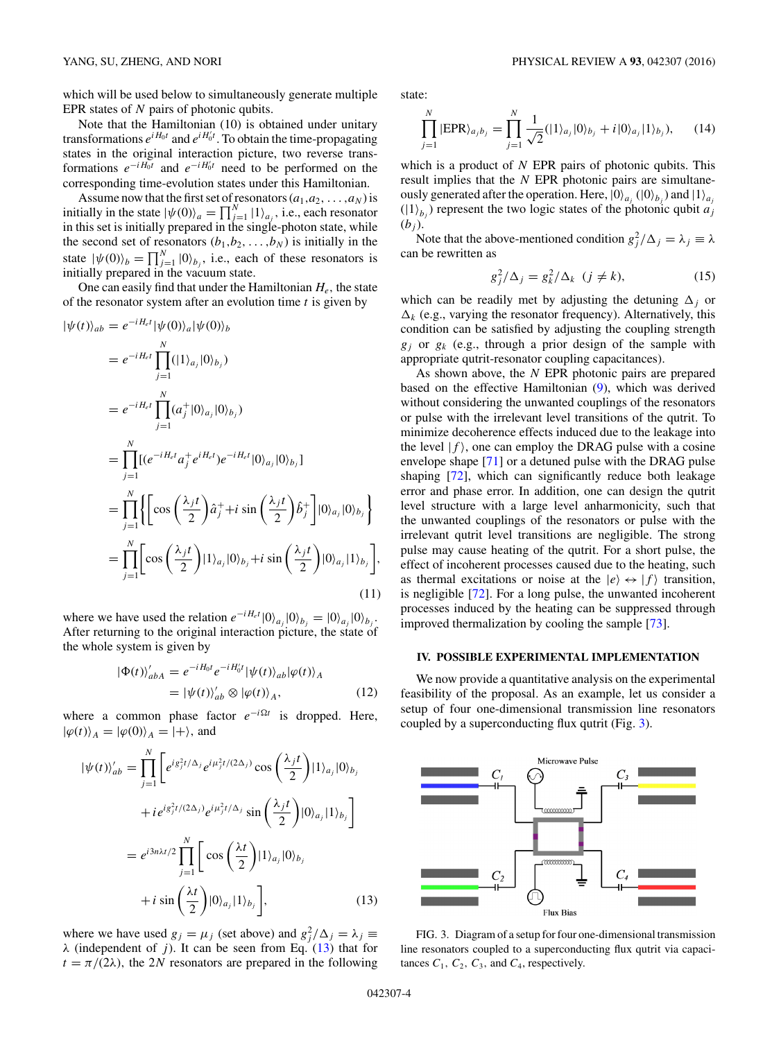which will be used below to simultaneously generate multiple EPR states of $N$ pairs of photonic qubits.

Note that the Hamiltonian (10) is obtained under unitary transformations $e^{iH_0t}$ and $e^{iH_0't}$. To obtain the time-propagating states in the original interaction picture, two reverse transformations $e^{-iH_0t}$ and $e^{-iH_0't}$ need to be performed on the corresponding time-evolution states under this Hamiltonian.

Assume now that the first set of resonators $(a_1,a_2,\ldots,a_N)$ is initially in the state $|\psi(0)\rangle_a = \prod_{j=1}^{N}|1\rangle_{a_j}$, i.e., each resonator in this set is initially prepared in the single-photon state, while the second set of resonators $(b_1,b_2,\ldots,b_N)$ is initially in the state $|\psi(0)\rangle_b = \prod_{j=1}^{N}|0\rangle_{b_j}$, i.e., each of these resonators is initially prepared in the vacuum state.

One can easily find that under the Hamiltonian $H_e$, the state of the resonator system after an evolution time $t$ is given by

$$
\begin{aligned}
|\psi(t)\rangle_{ab} &= e^{-iH_et}|\psi(0)\rangle_a|\psi(0)\rangle_b \\
&= e^{-iH_et}\prod_{j=1}^{N}(|1\rangle_{a_j}|0\rangle_{b_j}) \\
&= e^{-iH_et}\prod_{j=1}^{N}(a_j^+|0\rangle_{a_j}|0\rangle_{b_j}) \\
&= \prod_{j=1}^{N}[(e^{-iH_et}a_j^+e^{iH_et})e^{-iH_et}|0\rangle_{a_j}|0\rangle_{b_j}] \\
&= \prod_{j=1}^{N}\left\{\left[\cos\left(\frac{\lambda_j t}{2}\right)\hat{a}_j^+ + i\sin\left(\frac{\lambda_j t}{2}\right)\hat{b}_j^+\right]|0\rangle_{a_j}|0\rangle_{b_j}\right\} \\
&= \prod_{j=1}^{N}\left[\cos\left(\frac{\lambda_j t}{2}\right)|1\rangle_{a_j}|0\rangle_{b_j} + i\sin\left(\frac{\lambda_j t}{2}\right)|0\rangle_{a_j}|1\rangle_{b_j}\right],
\end{aligned}
\tag{11}
$$

where we have used the relation $e^{-iH_et}|0\rangle_{a_j}|0\rangle_{b_j} = |0\rangle_{a_j}|0\rangle_{b_j}$. After returning to the original interaction picture, the state of the whole system is given by

$$
\begin{aligned}
|\Phi(t)\rangle_{abA}' &= e^{-iH_0t}e^{-iH_0't}|\psi(t)\rangle_{ab}|\varphi(t)\rangle_A \\
&= |\psi(t)\rangle_{ab}' \otimes |\varphi(t)\rangle_A,
\end{aligned}
\tag{12}
$$

where a common phase factor $e^{-i\Omega t}$ is dropped. Here, $|\varphi(t)\rangle_A = |\varphi(0)\rangle_A = |+\rangle$, and

$$
\begin{aligned}
|\psi(t)\rangle_{ab}' &= \prod_{j=1}^{N}\left[e^{ig_j^2t/\Delta_j}e^{i\mu_j^2t/(2\Delta_j)}\cos\left(\frac{\lambda_j t}{2}\right)|1\rangle_{a_j}|0\rangle_{b_j}\right. \\
&\quad \left. + ie^{ig_j^2t/(2\Delta_j)}e^{i\mu_j^2t/\Delta_j}\sin\left(\frac{\lambda_j t}{2}\right)|0\rangle_{a_j}|1\rangle_{b_j}\right] \\
&= e^{i3n\lambda t/2}\prod_{j=1}^{N}\left[\cos\left(\frac{\lambda t}{2}\right)|1\rangle_{a_j}|0\rangle_{b_j}\right. \\
&\quad \left. + i\sin\left(\frac{\lambda t}{2}\right)|0\rangle_{a_j}|1\rangle_{b_j}\right],
\end{aligned}
\tag{13}
$$

where we have used $g_j = \mu_j$ (set above) and $g_j^2/\Delta_j = \lambda_j \equiv \lambda$ (independent of $j$). It can be seen from Eq. (13) that for $t = \pi/(2\lambda)$, the $2N$ resonators are prepared in the following state:

$$
\prod_{j=1}^{N}|\text{EPR}\rangle_{a_jb_j} = \prod_{j=1}^{N}\frac{1}{\sqrt{2}}(|1\rangle_{a_j}|0\rangle_{b_j} + i|0\rangle_{a_j}|1\rangle_{b_j}),
\tag{14}
$$

which is a product of $N$ EPR pairs of photonic qubits. This result implies that the $N$ EPR photonic pairs are simultaneously generated after the operation. Here, $|0\rangle_{a_j}$ ($|0\rangle_{b_j}$) and $|1\rangle_{a_j}$ ($|1\rangle_{b_j}$) represent the two logic states of the photonic qubit $a_j$ ($b_j$).

Note that the above-mentioned condition $g_j^2/\Delta_j = \lambda_j \equiv \lambda$ can be rewritten as

$$
g_j^2/\Delta_j = g_k^2/\Delta_k \ \ (j \neq k),
\tag{15}
$$

which can be readily met by adjusting the detuning $\Delta_j$ or $\Delta_k$ (e.g., varying the resonator frequency). Alternatively, this condition can be satisfied by adjusting the coupling strength $g_j$ or $g_k$ (e.g., through a prior design of the sample with appropriate qutrit-resonator coupling capacitances).

As shown above, the $N$ EPR photonic pairs are prepared based on the effective Hamiltonian (9), which was derived without considering the unwanted couplings of the resonators or pulse with the irrelevant level transitions of the qutrit. To minimize decoherence effects induced due to the leakage into the level $|f\rangle$, one can employ the DRAG pulse with a cosine envelope shape [71] or a detuned pulse with the DRAG pulse shaping [72], which can significantly reduce both leakage error and phase error. In addition, one can design the qutrit level structure with a large level anharmonicity, such that the unwanted couplings of the resonators or pulse with the irrelevant qutrit level transitions are negligible. The strong pulse may cause heating of the qutrit. For a short pulse, the effect of incoherent processes caused due to the heating, such as thermal excitations or noise at the $|e\rangle \leftrightarrow |f\rangle$ transition, is negligible [72]. For a long pulse, the unwanted incoherent processes induced by the heating can be suppressed through improved thermalization by cooling the sample [73].

## IV. POSSIBLE EXPERIMENTAL IMPLEMENTATION

We now provide a quantitative analysis on the experimental feasibility of the proposal. As an example, let us consider a setup of four one-dimensional transmission line resonators coupled by a superconducting flux qutrit (Fig. 3).

FIG. 3. Diagram of a setup for four one-dimensional transmission line resonators coupled to a superconducting flux qutrit via capacitances $C_1$, $C_2$, $C_3$, and $C_4$, respectively.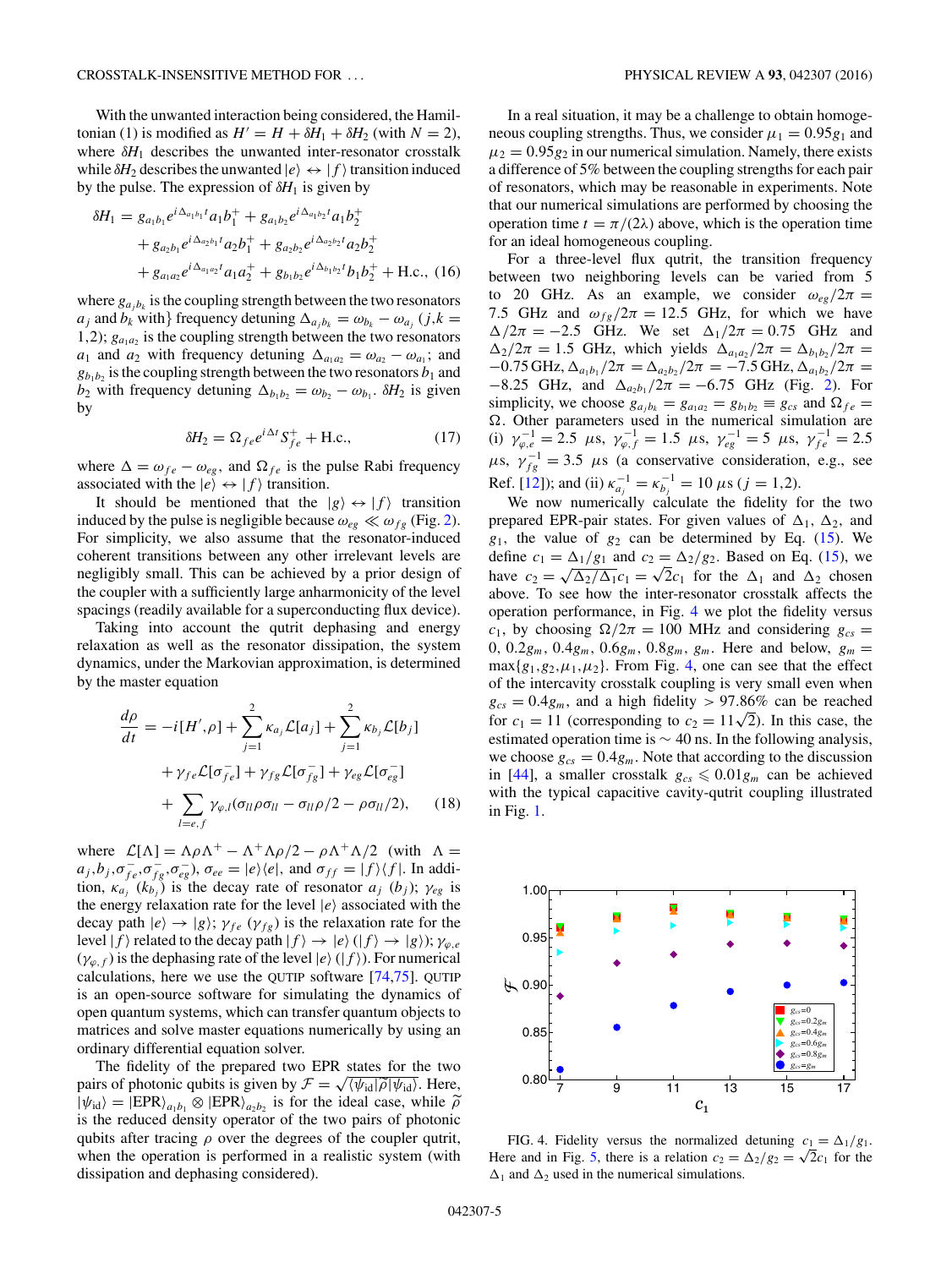With the unwanted interaction being considered, the Hamiltonian (1) is modified as $H' = H + \delta H_1 + \delta H_2$ (with $N = 2$), where $\delta H_1$ describes the unwanted inter-resonator crosstalk while $\delta H_2$ describes the unwanted $|e\rangle \leftrightarrow |f\rangle$ transition induced by the pulse. The expression of $\delta H_1$ is given by

$$\begin{aligned}\delta H_1 =\ & g_{a_1b_1} e^{i\Delta_{a_1b_1}t} a_1 b_1^+ + g_{a_1b_2} e^{i\Delta_{a_1b_2}t} a_1 b_2^+ \\ & + g_{a_2b_1} e^{i\Delta_{a_2b_1}t} a_2 b_1^+ + g_{a_2b_2} e^{i\Delta_{a_2b_2}t} a_2 b_2^+ \\ & + g_{a_1a_2} e^{i\Delta_{a_1a_2}t} a_1 a_2^+ + g_{b_1b_2} e^{i\Delta_{b_1b_2}t} b_1 b_2^+ + \text{H.c.},\end{aligned} \tag{16}$$

where $g_{a_jb_k}$ is the coupling strength between the two resonators $a_j$ and $b_k$ with} frequency detuning $\Delta_{a_jb_k} = \omega_{b_k} - \omega_{a_j}$ $(j,k = 1,2)$; $g_{a_1a_2}$ is the coupling strength between the two resonators $a_1$ and $a_2$ with frequency detuning $\Delta_{a_1a_2} = \omega_{a_2} - \omega_{a_1}$; and $g_{b_1b_2}$ is the coupling strength between the two resonators $b_1$ and $b_2$ with frequency detuning $\Delta_{b_1b_2} = \omega_{b_2} - \omega_{b_1}$. $\delta H_2$ is given by

$$\delta H_2 = \Omega_{fe} e^{i\Delta t} S_{fe}^+ + \text{H.c.}, \tag{17}$$

where $\Delta = \omega_{fe} - \omega_{eg}$, and $\Omega_{fe}$ is the pulse Rabi frequency associated with the $|e\rangle \leftrightarrow |f\rangle$ transition.

It should be mentioned that the $|g\rangle \leftrightarrow |f\rangle$ transition induced by the pulse is negligible because $\omega_{eg} \ll \omega_{fg}$ (Fig. 2). For simplicity, we also assume that the resonator-induced coherent transitions between any other irrelevant levels are negligibly small. This can be achieved by a prior design of the coupler with a sufficiently large anharmonicity of the level spacings (readily available for a superconducting flux device).

Taking into account the qutrit dephasing and energy relaxation as well as the resonator dissipation, the system dynamics, under the Markovian approximation, is determined by the master equation

$$\begin{aligned}\frac{d\rho}{dt} =\ & -i[H',\rho] + \sum_{j=1}^{2} \kappa_{a_j} \mathcal{L}[a_j] + \sum_{j=1}^{2} \kappa_{b_j} \mathcal{L}[b_j] \\ & + \gamma_{fe} \mathcal{L}[\sigma_{fe}^-] + \gamma_{fg} \mathcal{L}[\sigma_{fg}^-] + \gamma_{eg} \mathcal{L}[\sigma_{eg}^-] \\ & + \sum_{l=e,f} \gamma_{\varphi,l} (\sigma_{ll}\rho\sigma_{ll} - \sigma_{ll}\rho/2 - \rho\sigma_{ll}/2),\end{aligned} \tag{18}$$

where $\mathcal{L}[\Lambda] = \Lambda\rho\Lambda^+ - \Lambda^+\Lambda\rho/2 - \rho\Lambda^+\Lambda/2$ (with $\Lambda = a_j, b_j, \sigma_{fe}^-, \sigma_{fg}^-, \sigma_{eg}^-$), $\sigma_{ee} = |e\rangle\langle e|$, and $\sigma_{ff} = |f\rangle\langle f|$. In addition, $\kappa_{a_j}$ ($\kappa_{b_j}$) is the decay rate of resonator $a_j$ ($b_j$); $\gamma_{eg}$ is the energy relaxation rate for the level $|e\rangle$ associated with the decay path $|e\rangle \rightarrow |g\rangle$; $\gamma_{fe}$ ($\gamma_{fg}$) is the relaxation rate for the level $|f\rangle$ related to the decay path $|f\rangle \rightarrow |e\rangle$ ($|f\rangle \rightarrow |g\rangle$); $\gamma_{\varphi,e}$ ($\gamma_{\varphi,f}$) is the dephasing rate of the level $|e\rangle$ ($|f\rangle$). For numerical calculations, here we use the QUTIP software [74,75]. QUTIP is an open-source software for simulating the dynamics of open quantum systems, which can transfer quantum objects to matrices and solve master equations numerically by using an ordinary differential equation solver.

The fidelity of the prepared two EPR states for the two pairs of photonic qubits is given by $\mathcal{F} = \sqrt{\langle\psi_{\text{id}}|\widetilde{\rho}|\psi_{\text{id}}\rangle}$. Here, $|\psi_{\text{id}}\rangle = |\text{EPR}\rangle_{a_1b_1} \otimes |\text{EPR}\rangle_{a_2b_2}$ is for the ideal case, while $\widetilde{\rho}$ is the reduced density operator of the two pairs of photonic qubits after tracing $\rho$ over the degrees of the coupler qutrit, when the operation is performed in a realistic system (with dissipation and dephasing considered).

In a real situation, it may be a challenge to obtain homogeneous coupling strengths. Thus, we consider $\mu_1 = 0.95g_1$ and $\mu_2 = 0.95g_2$ in our numerical simulation. Namely, there exists a difference of 5% between the coupling strengths for each pair of resonators, which may be reasonable in experiments. Note that our numerical simulations are performed by choosing the operation time $t = \pi/(2\lambda)$ above, which is the operation time for an ideal homogeneous coupling.

For a three-level flux qutrit, the transition frequency between two neighboring levels can be varied from 5 to 20 GHz. As an example, we consider $\omega_{eg}/2\pi = 7.5$ GHz and $\omega_{fg}/2\pi = 12.5$ GHz, for which we have $\Delta/2\pi = -2.5$ GHz. We set $\Delta_1/2\pi = 0.75$ GHz and $\Delta_2/2\pi = 1.5$ GHz, which yields $\Delta_{a_1a_2}/2\pi = \Delta_{b_1b_2}/2\pi = -0.75$ GHz, $\Delta_{a_1b_1}/2\pi = \Delta_{a_2b_2}/2\pi = -7.5$ GHz, $\Delta_{a_1b_2}/2\pi = -8.25$ GHz, and $\Delta_{a_2b_1}/2\pi = -6.75$ GHz (Fig. 2). For simplicity, we choose $g_{a_jb_k} = g_{a_1a_2} = g_{b_1b_2} \equiv g_{cs}$ and $\Omega_{fe} = \Omega$. Other parameters used in the numerical simulation are (i) $\gamma_{\varphi,e}^{-1} = 2.5$ $\mu$s, $\gamma_{\varphi,f}^{-1} = 1.5$ $\mu$s, $\gamma_{eg}^{-1} = 5$ $\mu$s, $\gamma_{fe}^{-1} = 2.5$ $\mu$s, $\gamma_{fg}^{-1} = 3.5$ $\mu$s (a conservative consideration, e.g., see Ref. [12]); and (ii) $\kappa_{a_j}^{-1} = \kappa_{b_j}^{-1} = 10$ $\mu$s $(j = 1,2)$.

We now numerically calculate the fidelity for the two prepared EPR-pair states. For given values of $\Delta_1$, $\Delta_2$, and $g_1$, the value of $g_2$ can be determined by Eq. (15). We define $c_1 = \Delta_1/g_1$ and $c_2 = \Delta_2/g_2$. Based on Eq. (15), we have $c_2 = \sqrt{\Delta_2/\Delta_1}c_1 = \sqrt{2}c_1$ for the $\Delta_1$ and $\Delta_2$ chosen above. To see how the inter-resonator crosstalk affects the operation performance, in Fig. 4 we plot the fidelity versus $c_1$, by choosing $\Omega/2\pi = 100$ MHz and considering $g_{cs} = 0, 0.2g_m, 0.4g_m, 0.6g_m, 0.8g_m, g_m$. Here and below, $g_m = \max\{g_1, g_2, \mu_1, \mu_2\}$. From Fig. 4, one can see that the effect of the intercavity crosstalk coupling is very small even when $g_{cs} = 0.4g_m$, and a high fidelity $> 97.86\%$ can be reached for $c_1 = 11$ (corresponding to $c_2 = 11\sqrt{2}$). In this case, the estimated operation time is $\sim 40$ ns. In the following analysis, we choose $g_{cs} = 0.4g_m$. Note that according to the discussion in [44], a smaller crosstalk $g_{cs} \leqslant 0.01g_m$ can be achieved with the typical capacitive cavity-qutrit coupling illustrated in Fig. 1.

FIG. 4. Fidelity versus the normalized detuning $c_1 = \Delta_1/g_1$. Here and in Fig. 5, there is a relation $c_2 = \Delta_2/g_2 = \sqrt{2}c_1$ for the $\Delta_1$ and $\Delta_2$ used in the numerical simulations.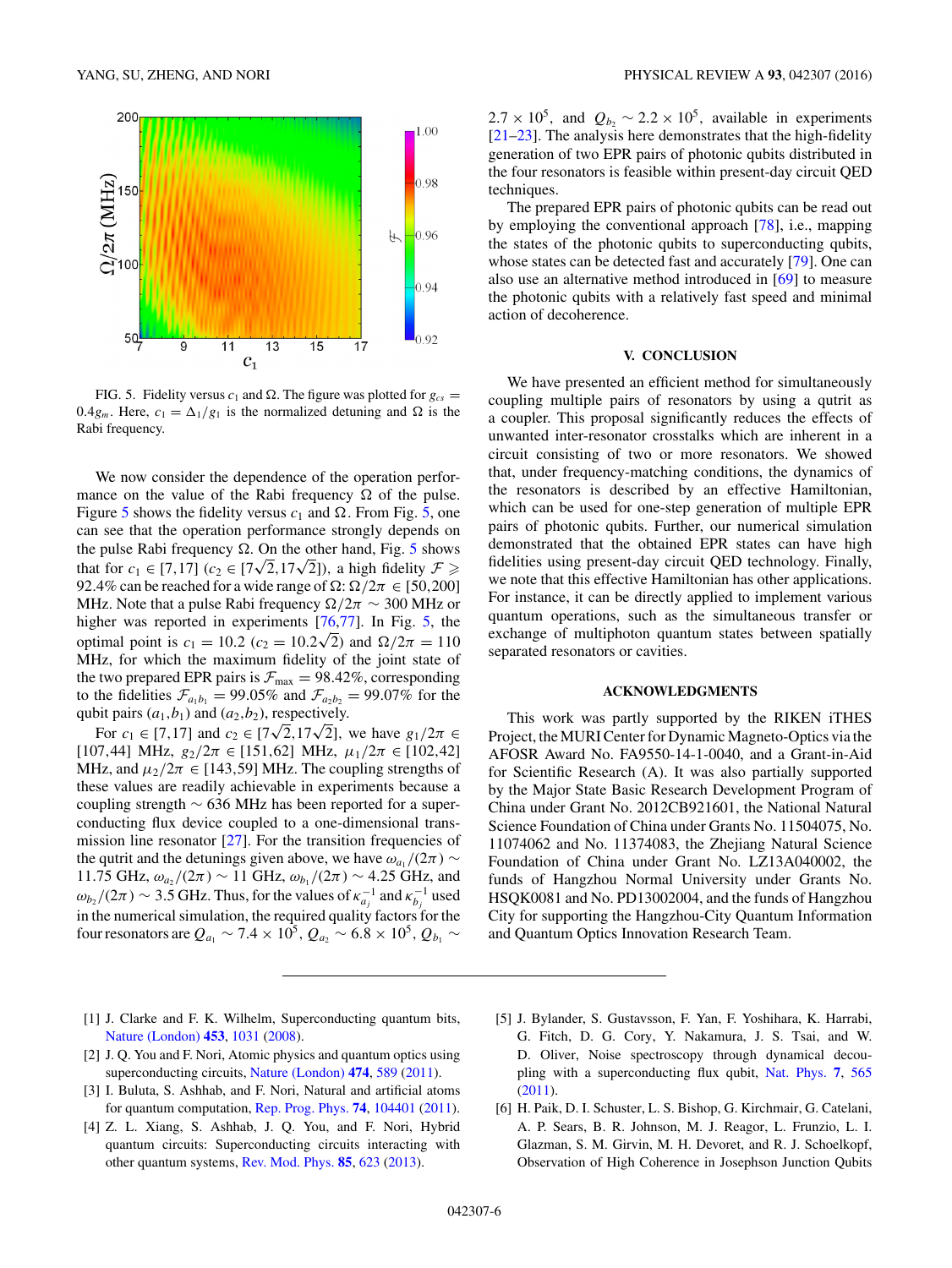FIG. 5. Fidelity versus $c_1$ and $\Omega$. The figure was plotted for $g_{cs} = 0.4g_m$. Here, $c_1 = \Delta_1/g_1$ is the normalized detuning and $\Omega$ is the Rabi frequency.

We now consider the dependence of the operation performance on the value of the Rabi frequency $\Omega$ of the pulse. Figure 5 shows the fidelity versus $c_1$ and $\Omega$. From Fig. 5, one can see that the operation performance strongly depends on the pulse Rabi frequency $\Omega$. On the other hand, Fig. 5 shows that for $c_1 \in [7,17]$ ($c_2 \in [7\sqrt{2},17\sqrt{2}]$), a high fidelity $\mathcal{F} \geqslant 92.4\%$ can be reached for a wide range of $\Omega$: $\Omega/2\pi \in [50,200]$ MHz. Note that a pulse Rabi frequency $\Omega/2\pi \sim 300$ MHz or higher was reported in experiments [76,77]. In Fig. 5, the optimal point is $c_1 = 10.2$ ($c_2 = 10.2\sqrt{2}$) and $\Omega/2\pi = 110$ MHz, for which the maximum fidelity of the joint state of the two prepared EPR pairs is $\mathcal{F}_{\max} = 98.42\%$, corresponding to the fidelities $\mathcal{F}_{a_1b_1} = 99.05\%$ and $\mathcal{F}_{a_2b_2} = 99.07\%$ for the qubit pairs $(a_1,b_1)$ and $(a_2,b_2)$, respectively.

For $c_1 \in [7,17]$ and $c_2 \in [7\sqrt{2},17\sqrt{2}]$, we have $g_1/2\pi \in [107,44]$ MHz, $g_2/2\pi \in [151,62]$ MHz, $\mu_1/2\pi \in [102,42]$ MHz, and $\mu_2/2\pi \in [143,59]$ MHz. The coupling strengths of these values are readily achievable in experiments because a coupling strength $\sim 636$ MHz has been reported for a superconducting flux device coupled to a one-dimensional transmission line resonator [27]. For the transition frequencies of the qutrit and the detunings given above, we have $\omega_{a_1}/(2\pi) \sim 11.75$ GHz, $\omega_{a_2}/(2\pi) \sim 11$ GHz, $\omega_{b_1}/(2\pi) \sim 4.25$ GHz, and $\omega_{b_2}/(2\pi) \sim 3.5$ GHz. Thus, for the values of $\kappa_{a_j}^{-1}$ and $\kappa_{b_j}^{-1}$ used in the numerical simulation, the required quality factors for the four resonators are $Q_{a_1} \sim 7.4 \times 10^5$, $Q_{a_2} \sim 6.8 \times 10^5$, $Q_{b_1} \sim 2.7 \times 10^5$, and $Q_{b_2} \sim 2.2 \times 10^5$, available in experiments [21–23]. The analysis here demonstrates that the high-fidelity generation of two EPR pairs of photonic qubits distributed in the four resonators is feasible within present-day circuit QED techniques.

The prepared EPR pairs of photonic qubits can be read out by employing the conventional approach [78], i.e., mapping the states of the photonic qubits to superconducting qubits, whose states can be detected fast and accurately [79]. One can also use an alternative method introduced in [69] to measure the photonic qubits with a relatively fast speed and minimal action of decoherence.

## V. CONCLUSION

We have presented an efficient method for simultaneously coupling multiple pairs of resonators by using a qutrit as a coupler. This proposal significantly reduces the effects of unwanted inter-resonator crosstalks which are inherent in a circuit consisting of two or more resonators. We showed that, under frequency-matching conditions, the dynamics of the resonators is described by an effective Hamiltonian, which can be used for one-step generation of multiple EPR pairs of photonic qubits. Further, our numerical simulation demonstrated that the obtained EPR states can have high fidelities using present-day circuit QED technology. Finally, we note that this effective Hamiltonian has other applications. For instance, it can be directly applied to implement various quantum operations, such as the simultaneous transfer or exchange of multiphoton quantum states between spatially separated resonators or cavities.

## ACKNOWLEDGMENTS

This work was partly supported by the RIKEN iTHES Project, the MURI Center for Dynamic Magneto-Optics via the AFOSR Award No. FA9550-14-1-0040, and a Grant-in-Aid for Scientific Research (A). It was also partially supported by the Major State Basic Research Development Program of China under Grant No. 2012CB921601, the National Natural Science Foundation of China under Grants No. 11504075, No. 11074062 and No. 11374083, the Zhejiang Natural Science Foundation of China under Grant No. LZ13A040002, the funds of Hangzhou Normal University under Grants No. HSQK0081 and No. PD13002004, and the funds of Hangzhou City for supporting the Hangzhou-City Quantum Information and Quantum Optics Innovation Research Team.

[1] J. Clarke and F. K. Wilhelm, Superconducting quantum bits, Nature (London) **453**, 1031 (2008).

[2] J. Q. You and F. Nori, Atomic physics and quantum optics using superconducting circuits, Nature (London) **474**, 589 (2011).

[3] I. Buluta, S. Ashhab, and F. Nori, Natural and artificial atoms for quantum computation, Rep. Prog. Phys. **74**, 104401 (2011).

[4] Z. L. Xiang, S. Ashhab, J. Q. You, and F. Nori, Hybrid quantum circuits: Superconducting circuits interacting with other quantum systems, Rev. Mod. Phys. **85**, 623 (2013).

[5] J. Bylander, S. Gustavsson, F. Yan, F. Yoshihara, K. Harrabi, G. Fitch, D. G. Cory, Y. Nakamura, J. S. Tsai, and W. D. Oliver, Noise spectroscopy through dynamical decoupling with a superconducting flux qubit, Nat. Phys. **7**, 565 (2011).

[6] H. Paik, D. I. Schuster, L. S. Bishop, G. Kirchmair, G. Catelani, A. P. Sears, B. R. Johnson, M. J. Reagor, L. Frunzio, L. I. Glazman, S. M. Girvin, M. H. Devoret, and R. J. Schoelkopf, Observation of High Coherence in Josephson Junction Qubits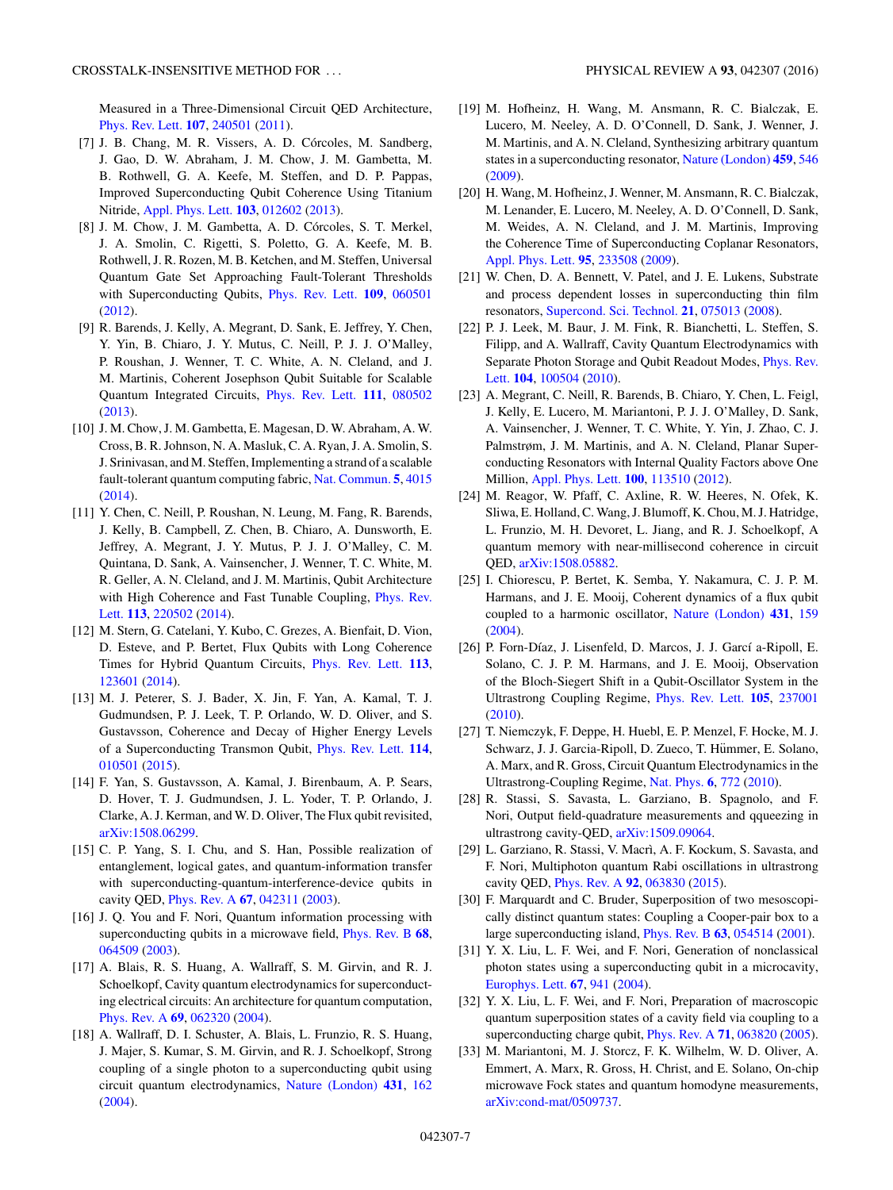Measured in a Three-Dimensional Circuit QED Architecture, Phys. Rev. Lett. **107**, 240501 (2011).

[7] J. B. Chang, M. R. Vissers, A. D. Córcoles, M. Sandberg, J. Gao, D. W. Abraham, J. M. Chow, J. M. Gambetta, M. B. Rothwell, G. A. Keefe, M. Steffen, and D. P. Pappas, Improved Superconducting Qubit Coherence Using Titanium Nitride, Appl. Phys. Lett. **103**, 012602 (2013).

[8] J. M. Chow, J. M. Gambetta, A. D. Córcoles, S. T. Merkel, J. A. Smolin, C. Rigetti, S. Poletto, G. A. Keefe, M. B. Rothwell, J. R. Rozen, M. B. Ketchen, and M. Steffen, Universal Quantum Gate Set Approaching Fault-Tolerant Thresholds with Superconducting Qubits, Phys. Rev. Lett. **109**, 060501 (2012).

[9] R. Barends, J. Kelly, A. Megrant, D. Sank, E. Jeffrey, Y. Chen, Y. Yin, B. Chiaro, J. Y. Mutus, C. Neill, P. J. J. O'Malley, P. Roushan, J. Wenner, T. C. White, A. N. Cleland, and J. M. Martinis, Coherent Josephson Qubit Suitable for Scalable Quantum Integrated Circuits, Phys. Rev. Lett. **111**, 080502 (2013).

[10] J. M. Chow, J. M. Gambetta, E. Magesan, D. W. Abraham, A. W. Cross, B. R. Johnson, N. A. Masluk, C. A. Ryan, J. A. Smolin, S. J. Srinivasan, and M. Steffen, Implementing a strand of a scalable fault-tolerant quantum computing fabric, Nat. Commun. **5**, 4015 (2014).

[11] Y. Chen, C. Neill, P. Roushan, N. Leung, M. Fang, R. Barends, J. Kelly, B. Campbell, Z. Chen, B. Chiaro, A. Dunsworth, E. Jeffrey, A. Megrant, J. Y. Mutus, P. J. J. O'Malley, C. M. Quintana, D. Sank, A. Vainsencher, J. Wenner, T. C. White, M. R. Geller, A. N. Cleland, and J. M. Martinis, Qubit Architecture with High Coherence and Fast Tunable Coupling, Phys. Rev. Lett. **113**, 220502 (2014).

[12] M. Stern, G. Catelani, Y. Kubo, C. Grezes, A. Bienfait, D. Vion, D. Esteve, and P. Bertet, Flux Qubits with Long Coherence Times for Hybrid Quantum Circuits, Phys. Rev. Lett. **113**, 123601 (2014).

[13] M. J. Peterer, S. J. Bader, X. Jin, F. Yan, A. Kamal, T. J. Gudmundsen, P. J. Leek, T. P. Orlando, W. D. Oliver, and S. Gustavsson, Coherence and Decay of Higher Energy Levels of a Superconducting Transmon Qubit, Phys. Rev. Lett. **114**, 010501 (2015).

[14] F. Yan, S. Gustavsson, A. Kamal, J. Birenbaum, A. P. Sears, D. Hover, T. J. Gudmundsen, J. L. Yoder, T. P. Orlando, J. Clarke, A. J. Kerman, and W. D. Oliver, The Flux qubit revisited, arXiv:1508.06299.

[15] C. P. Yang, S. I. Chu, and S. Han, Possible realization of entanglement, logical gates, and quantum-information transfer with superconducting-quantum-interference-device qubits in cavity QED, Phys. Rev. A **67**, 042311 (2003).

[16] J. Q. You and F. Nori, Quantum information processing with superconducting qubits in a microwave field, Phys. Rev. B **68**, 064509 (2003).

[17] A. Blais, R. S. Huang, A. Wallraff, S. M. Girvin, and R. J. Schoelkopf, Cavity quantum electrodynamics for superconducting electrical circuits: An architecture for quantum computation, Phys. Rev. A **69**, 062320 (2004).

[18] A. Wallraff, D. I. Schuster, A. Blais, L. Frunzio, R. S. Huang, J. Majer, S. Kumar, S. M. Girvin, and R. J. Schoelkopf, Strong coupling of a single photon to a superconducting qubit using circuit quantum electrodynamics, Nature (London) **431**, 162 (2004).

[19] M. Hofheinz, H. Wang, M. Ansmann, R. C. Bialczak, E. Lucero, M. Neeley, A. D. O'Connell, D. Sank, J. Wenner, J. M. Martinis, and A. N. Cleland, Synthesizing arbitrary quantum states in a superconducting resonator, Nature (London) **459**, 546 (2009).

[20] H. Wang, M. Hofheinz, J. Wenner, M. Ansmann, R. C. Bialczak, M. Lenander, E. Lucero, M. Neeley, A. D. O'Connell, D. Sank, M. Weides, A. N. Cleland, and J. M. Martinis, Improving the Coherence Time of Superconducting Coplanar Resonators, Appl. Phys. Lett. **95**, 233508 (2009).

[21] W. Chen, D. A. Bennett, V. Patel, and J. E. Lukens, Substrate and process dependent losses in superconducting thin film resonators, Supercond. Sci. Technol. **21**, 075013 (2008).

[22] P. J. Leek, M. Baur, J. M. Fink, R. Bianchetti, L. Steffen, S. Filipp, and A. Wallraff, Cavity Quantum Electrodynamics with Separate Photon Storage and Qubit Readout Modes, Phys. Rev. Lett. **104**, 100504 (2010).

[23] A. Megrant, C. Neill, R. Barends, B. Chiaro, Y. Chen, L. Feigl, J. Kelly, E. Lucero, M. Mariantoni, P. J. J. O'Malley, D. Sank, A. Vainsencher, J. Wenner, T. C. White, Y. Yin, J. Zhao, C. J. Palmstrøm, J. M. Martinis, and A. N. Cleland, Planar Superconducting Resonators with Internal Quality Factors above One Million, Appl. Phys. Lett. **100**, 113510 (2012).

[24] M. Reagor, W. Pfaff, C. Axline, R. W. Heeres, N. Ofek, K. Sliwa, E. Holland, C. Wang, J. Blumoff, K. Chou, M. J. Hatridge, L. Frunzio, M. H. Devoret, L. Jiang, and R. J. Schoelkopf, A quantum memory with near-millisecond coherence in circuit QED, arXiv:1508.05882.

[25] I. Chiorescu, P. Bertet, K. Semba, Y. Nakamura, C. J. P. M. Harmans, and J. E. Mooij, Coherent dynamics of a flux qubit coupled to a harmonic oscillator, Nature (London) **431**, 159 (2004).

[26] P. Forn-Díaz, J. Lisenfeld, D. Marcos, J. J. Garcí a-Ripoll, E. Solano, C. J. P. M. Harmans, and J. E. Mooij, Observation of the Bloch-Siegert Shift in a Qubit-Oscillator System in the Ultrastrong Coupling Regime, Phys. Rev. Lett. **105**, 237001 (2010).

[27] T. Niemczyk, F. Deppe, H. Huebl, E. P. Menzel, F. Hocke, M. J. Schwarz, J. J. Garcia-Ripoll, D. Zueco, T. Hümmer, E. Solano, A. Marx, and R. Gross, Circuit Quantum Electrodynamics in the Ultrastrong-Coupling Regime, Nat. Phys. **6**, 772 (2010).

[28] R. Stassi, S. Savasta, L. Garziano, B. Spagnolo, and F. Nori, Output field-quadrature measurements and qqueezing in ultrastrong cavity-QED, arXiv:1509.09064.

[29] L. Garziano, R. Stassi, V. Macrì, A. F. Kockum, S. Savasta, and F. Nori, Multiphoton quantum Rabi oscillations in ultrastrong cavity QED, Phys. Rev. A **92**, 063830 (2015).

[30] F. Marquardt and C. Bruder, Superposition of two mesoscopically distinct quantum states: Coupling a Cooper-pair box to a large superconducting island, Phys. Rev. B **63**, 054514 (2001).

[31] Y. X. Liu, L. F. Wei, and F. Nori, Generation of nonclassical photon states using a superconducting qubit in a microcavity, Europhys. Lett. **67**, 941 (2004).

[32] Y. X. Liu, L. F. Wei, and F. Nori, Preparation of macroscopic quantum superposition states of a cavity field via coupling to a superconducting charge qubit, Phys. Rev. A **71**, 063820 (2005).

[33] M. Mariantoni, M. J. Storcz, F. K. Wilhelm, W. D. Oliver, A. Emmert, A. Marx, R. Gross, H. Christ, and E. Solano, On-chip microwave Fock states and quantum homodyne measurements, arXiv:cond-mat/0509737.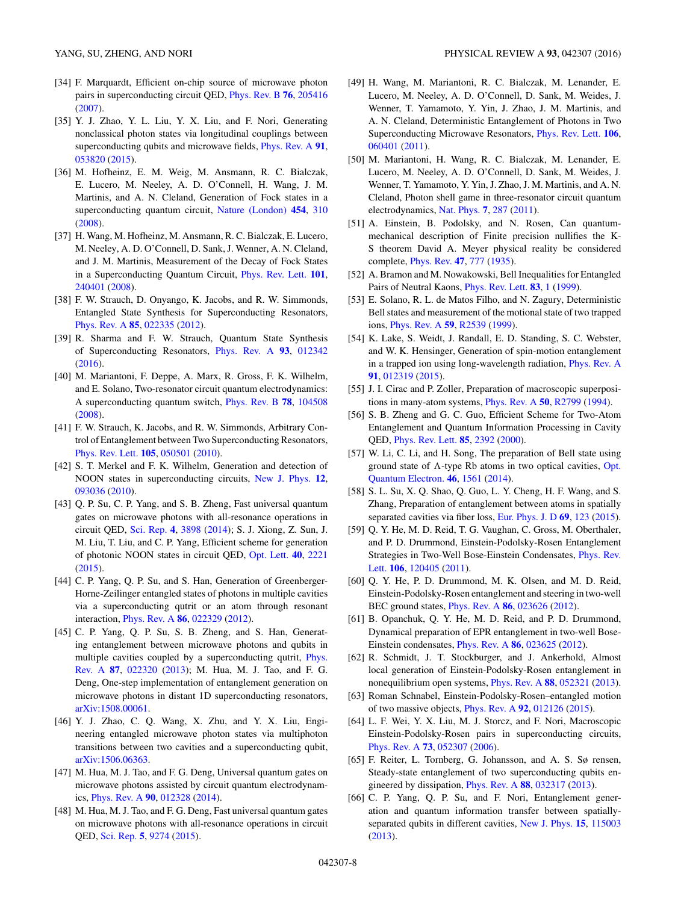[34] F. Marquardt, Efficient on-chip source of microwave photon pairs in superconducting circuit QED, Phys. Rev. B **76**, 205416 (2007).

[35] Y. J. Zhao, Y. L. Liu, Y. X. Liu, and F. Nori, Generating nonclassical photon states via longitudinal couplings between superconducting qubits and microwave fields, Phys. Rev. A **91**, 053820 (2015).

[36] M. Hofheinz, E. M. Weig, M. Ansmann, R. C. Bialczak, E. Lucero, M. Neeley, A. D. O'Connell, H. Wang, J. M. Martinis, and A. N. Cleland, Generation of Fock states in a superconducting quantum circuit, Nature (London) **454**, 310 (2008).

[37] H. Wang, M. Hofheinz, M. Ansmann, R. C. Bialczak, E. Lucero, M. Neeley, A. D. O'Connell, D. Sank, J. Wenner, A. N. Cleland, and J. M. Martinis, Measurement of the Decay of Fock States in a Superconducting Quantum Circuit, Phys. Rev. Lett. **101**, 240401 (2008).

[38] F. W. Strauch, D. Onyango, K. Jacobs, and R. W. Simmonds, Entangled State Synthesis for Superconducting Resonators, Phys. Rev. A **85**, 022335 (2012).

[39] R. Sharma and F. W. Strauch, Quantum State Synthesis of Superconducting Resonators, Phys. Rev. A **93**, 012342 (2016).

[40] M. Mariantoni, F. Deppe, A. Marx, R. Gross, F. K. Wilhelm, and E. Solano, Two-resonator circuit quantum electrodynamics: A superconducting quantum switch, Phys. Rev. B **78**, 104508 (2008).

[41] F. W. Strauch, K. Jacobs, and R. W. Simmonds, Arbitrary Control of Entanglement between Two Superconducting Resonators, Phys. Rev. Lett. **105**, 050501 (2010).

[42] S. T. Merkel and F. K. Wilhelm, Generation and detection of NOON states in superconducting circuits, New J. Phys. **12**, 093036 (2010).

[43] Q. P. Su, C. P. Yang, and S. B. Zheng, Fast universal quantum gates on microwave photons with all-resonance operations in circuit QED, Sci. Rep. **4**, 3898 (2014); S. J. Xiong, Z. Sun, J. M. Liu, T. Liu, and C. P. Yang, Efficient scheme for generation of photonic NOON states in circuit QED, Opt. Lett. **40**, 2221 (2015).

[44] C. P. Yang, Q. P. Su, and S. Han, Generation of Greenberger-Horne-Zeilinger entangled states of photons in multiple cavities via a superconducting qutrit or an atom through resonant interaction, Phys. Rev. A **86**, 022329 (2012).

[45] C. P. Yang, Q. P. Su, S. B. Zheng, and S. Han, Generating entanglement between microwave photons and qubits in multiple cavities coupled by a superconducting qutrit, Phys. Rev. A **87**, 022320 (2013); M. Hua, M. J. Tao, and F. G. Deng, One-step implementation of entanglement generation on microwave photons in distant 1D superconducting resonators, arXiv:1508.00061.

[46] Y. J. Zhao, C. Q. Wang, X. Zhu, and Y. X. Liu, Engineering entangled microwave photon states via multiphoton transitions between two cavities and a superconducting qubit, arXiv:1506.06363.

[47] M. Hua, M. J. Tao, and F. G. Deng, Universal quantum gates on microwave photons assisted by circuit quantum electrodynamics, Phys. Rev. A **90**, 012328 (2014).

[48] M. Hua, M. J. Tao, and F. G. Deng, Fast universal quantum gates on microwave photons with all-resonance operations in circuit QED, Sci. Rep. **5**, 9274 (2015).

[49] H. Wang, M. Mariantoni, R. C. Bialczak, M. Lenander, E. Lucero, M. Neeley, A. D. O'Connell, D. Sank, M. Weides, J. Wenner, T. Yamamoto, Y. Yin, J. Zhao, J. M. Martinis, and A. N. Cleland, Deterministic Entanglement of Photons in Two Superconducting Microwave Resonators, Phys. Rev. Lett. **106**, 060401 (2011).

[50] M. Mariantoni, H. Wang, R. C. Bialczak, M. Lenander, E. Lucero, M. Neeley, A. D. O'Connell, D. Sank, M. Weides, J. Wenner, T. Yamamoto, Y. Yin, J. Zhao, J. M. Martinis, and A. N. Cleland, Photon shell game in three-resonator circuit quantum electrodynamics, Nat. Phys. **7**, 287 (2011).

[51] A. Einstein, B. Podolsky, and N. Rosen, Can quantum-mechanical description of Finite precision nullifies the K-S theorem David A. Meyer physical reality be considered complete, Phys. Rev. **47**, 777 (1935).

[52] A. Bramon and M. Nowakowski, Bell Inequalities for Entangled Pairs of Neutral Kaons, Phys. Rev. Lett. **83**, 1 (1999).

[53] E. Solano, R. L. de Matos Filho, and N. Zagury, Deterministic Bell states and measurement of the motional state of two trapped ions, Phys. Rev. A **59**, R2539 (1999).

[54] K. Lake, S. Weidt, J. Randall, E. D. Standing, S. C. Webster, and W. K. Hensinger, Generation of spin-motion entanglement in a trapped ion using long-wavelength radiation, Phys. Rev. A **91**, 012319 (2015).

[55] J. I. Cirac and P. Zoller, Preparation of macroscopic superpositions in many-atom systems, Phys. Rev. A **50**, R2799 (1994).

[56] S. B. Zheng and G. C. Guo, Efficient Scheme for Two-Atom Entanglement and Quantum Information Processing in Cavity QED, Phys. Rev. Lett. **85**, 2392 (2000).

[57] W. Li, C. Li, and H. Song, The preparation of Bell state using ground state of Λ-type Rb atoms in two optical cavities, Opt. Quantum Electron. **46**, 1561 (2014).

[58] S. L. Su, X. Q. Shao, Q. Guo, L. Y. Cheng, H. F. Wang, and S. Zhang, Preparation of entanglement between atoms in spatially separated cavities via fiber loss, Eur. Phys. J. D **69**, 123 (2015).

[59] Q. Y. He, M. D. Reid, T. G. Vaughan, C. Gross, M. Oberthaler, and P. D. Drummond, Einstein-Podolsky-Rosen Entanglement Strategies in Two-Well Bose-Einstein Condensates, Phys. Rev. Lett. **106**, 120405 (2011).

[60] Q. Y. He, P. D. Drummond, M. K. Olsen, and M. D. Reid, Einstein-Podolsky-Rosen entanglement and steering in two-well BEC ground states, Phys. Rev. A **86**, 023626 (2012).

[61] B. Opanchuk, Q. Y. He, M. D. Reid, and P. D. Drummond, Dynamical preparation of EPR entanglement in two-well Bose-Einstein condensates, Phys. Rev. A **86**, 023625 (2012).

[62] R. Schmidt, J. T. Stockburger, and J. Ankerhold, Almost local generation of Einstein-Podolsky-Rosen entanglement in nonequilibrium open systems, Phys. Rev. A **88**, 052321 (2013).

[63] Roman Schnabel, Einstein-Podolsky-Rosen–entangled motion of two massive objects, Phys. Rev. A **92**, 012126 (2015).

[64] L. F. Wei, Y. X. Liu, M. J. Storcz, and F. Nori, Macroscopic Einstein-Podolsky-Rosen pairs in superconducting circuits, Phys. Rev. A **73**, 052307 (2006).

[65] F. Reiter, L. Tornberg, G. Johansson, and A. S. Sø rensen, Steady-state entanglement of two superconducting qubits engineered by dissipation, Phys. Rev. A **88**, 032317 (2013).

[66] C. P. Yang, Q. P. Su, and F. Nori, Entanglement generation and quantum information transfer between spatially-separated qubits in different cavities, New J. Phys. **15**, 115003 (2013).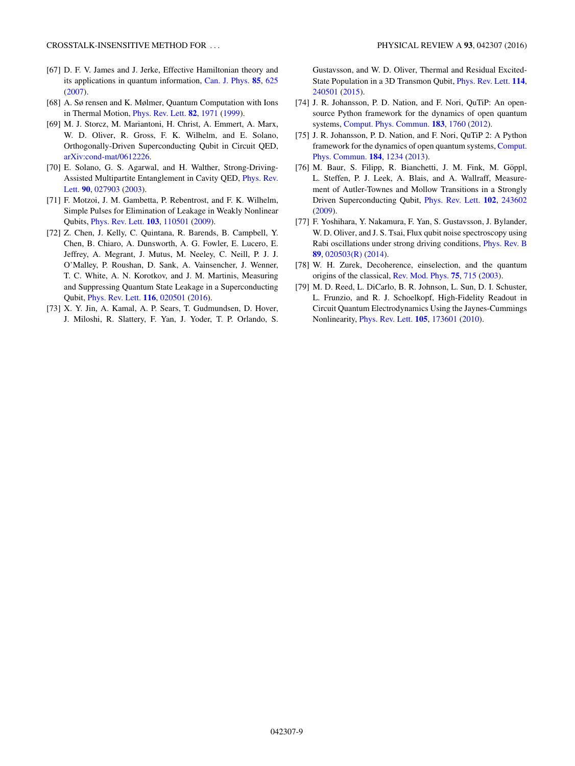[67] D. F. V. James and J. Jerke, Effective Hamiltonian theory and its applications in quantum information, Can. J. Phys. **85**, 625 (2007).

[68] A. Sø rensen and K. Mølmer, Quantum Computation with Ions in Thermal Motion, Phys. Rev. Lett. **82**, 1971 (1999).

[69] M. J. Storcz, M. Mariantoni, H. Christ, A. Emmert, A. Marx, W. D. Oliver, R. Gross, F. K. Wilhelm, and E. Solano, Orthogonally-Driven Superconducting Qubit in Circuit QED, arXiv:cond-mat/0612226.

[70] E. Solano, G. S. Agarwal, and H. Walther, Strong-Driving-Assisted Multipartite Entanglement in Cavity QED, Phys. Rev. Lett. **90**, 027903 (2003).

[71] F. Motzoi, J. M. Gambetta, P. Rebentrost, and F. K. Wilhelm, Simple Pulses for Elimination of Leakage in Weakly Nonlinear Qubits, Phys. Rev. Lett. **103**, 110501 (2009).

[72] Z. Chen, J. Kelly, C. Quintana, R. Barends, B. Campbell, Y. Chen, B. Chiaro, A. Dunsworth, A. G. Fowler, E. Lucero, E. Jeffrey, A. Megrant, J. Mutus, M. Neeley, C. Neill, P. J. J. O'Malley, P. Roushan, D. Sank, A. Vainsencher, J. Wenner, T. C. White, A. N. Korotkov, and J. M. Martinis, Measuring and Suppressing Quantum State Leakage in a Superconducting Qubit, Phys. Rev. Lett. **116**, 020501 (2016).

[73] X. Y. Jin, A. Kamal, A. P. Sears, T. Gudmundsen, D. Hover, J. Miloshi, R. Slattery, F. Yan, J. Yoder, T. P. Orlando, S. Gustavsson, and W. D. Oliver, Thermal and Residual Excited-State Population in a 3D Transmon Qubit, Phys. Rev. Lett. **114**, 240501 (2015).

[74] J. R. Johansson, P. D. Nation, and F. Nori, QuTiP: An open-source Python framework for the dynamics of open quantum systems, Comput. Phys. Commun. **183**, 1760 (2012).

[75] J. R. Johansson, P. D. Nation, and F. Nori, QuTiP 2: A Python framework for the dynamics of open quantum systems, Comput. Phys. Commun. **184**, 1234 (2013).

[76] M. Baur, S. Filipp, R. Bianchetti, J. M. Fink, M. Göppl, L. Steffen, P. J. Leek, A. Blais, and A. Wallraff, Measurement of Autler-Townes and Mollow Transitions in a Strongly Driven Superconducting Qubit, Phys. Rev. Lett. **102**, 243602 (2009).

[77] F. Yoshihara, Y. Nakamura, F. Yan, S. Gustavsson, J. Bylander, W. D. Oliver, and J. S. Tsai, Flux qubit noise spectroscopy using Rabi oscillations under strong driving conditions, Phys. Rev. B **89**, 020503(R) (2014).

[78] W. H. Zurek, Decoherence, einselection, and the quantum origins of the classical, Rev. Mod. Phys. **75**, 715 (2003).

[79] M. D. Reed, L. DiCarlo, B. R. Johnson, L. Sun, D. I. Schuster, L. Frunzio, and R. J. Schoelkopf, High-Fidelity Readout in Circuit Quantum Electrodynamics Using the Jaynes-Cummings Nonlinearity, Phys. Rev. Lett. **105**, 173601 (2010).